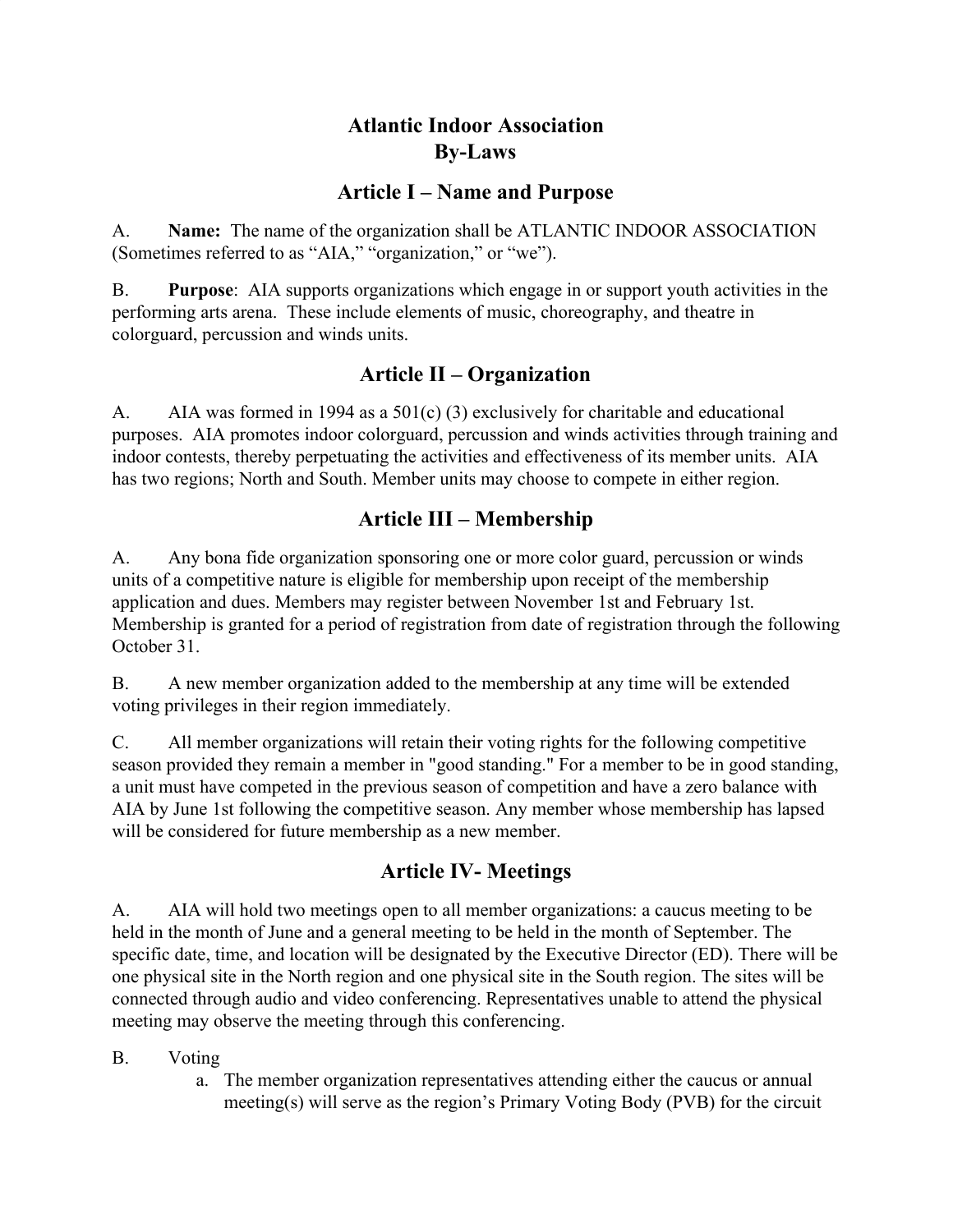# Atlantic Indoor Association
# By-Laws

## Article I – Name and Purpose

A. **Name:** The name of the organization shall be ATLANTIC INDOOR ASSOCIATION (Sometimes referred to as "AIA," "organization," or "we").

B. **Purpose**: AIA supports organizations which engage in or support youth activities in the performing arts arena. These include elements of music, choreography, and theatre in colorguard, percussion and winds units.

## Article II – Organization

A. AIA was formed in 1994 as a 501(c) (3) exclusively for charitable and educational purposes. AIA promotes indoor colorguard, percussion and winds activities through training and indoor contests, thereby perpetuating the activities and effectiveness of its member units. AIA has two regions; North and South. Member units may choose to compete in either region.

## Article III – Membership

A. Any bona fide organization sponsoring one or more color guard, percussion or winds units of a competitive nature is eligible for membership upon receipt of the membership application and dues. Members may register between November 1st and February 1st. Membership is granted for a period of registration from date of registration through the following October 31.

B. A new member organization added to the membership at any time will be extended voting privileges in their region immediately.

C. All member organizations will retain their voting rights for the following competitive season provided they remain a member in "good standing." For a member to be in good standing, a unit must have competed in the previous season of competition and have a zero balance with AIA by June 1st following the competitive season. Any member whose membership has lapsed will be considered for future membership as a new member.

## Article IV- Meetings

A. AIA will hold two meetings open to all member organizations: a caucus meeting to be held in the month of June and a general meeting to be held in the month of September. The specific date, time, and location will be designated by the Executive Director (ED). There will be one physical site in the North region and one physical site in the South region. The sites will be connected through audio and video conferencing. Representatives unable to attend the physical meeting may observe the meeting through this conferencing.

B. Voting

a. The member organization representatives attending either the caucus or annual meeting(s) will serve as the region's Primary Voting Body (PVB) for the circuit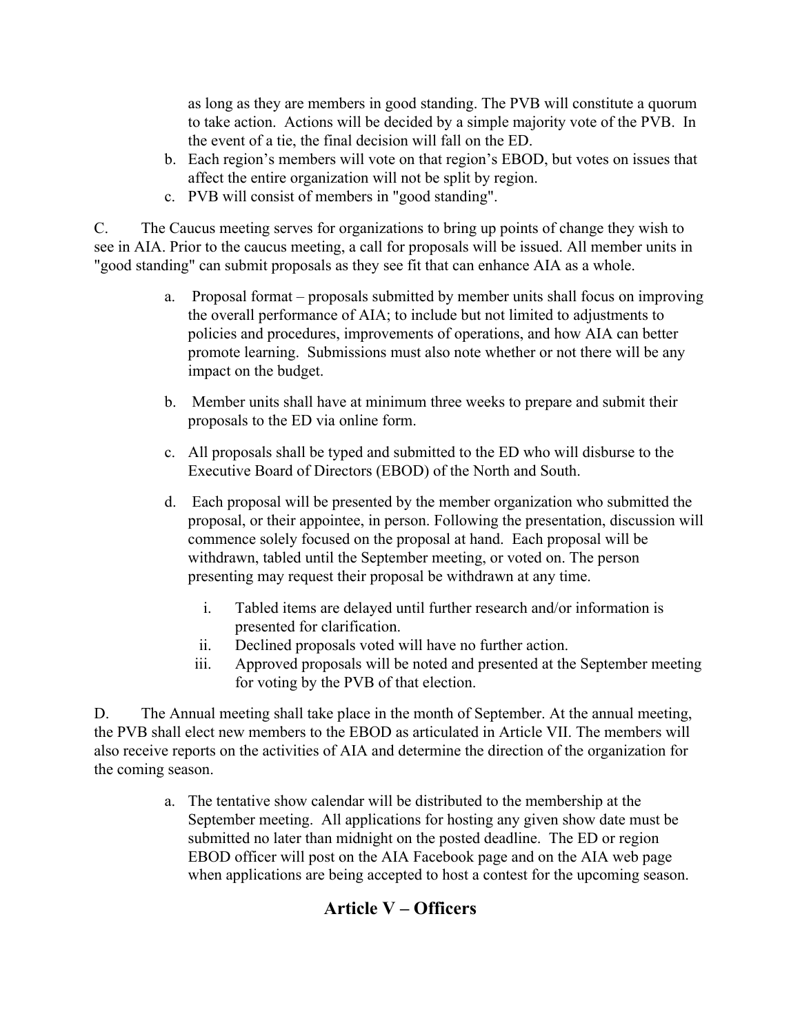as long as they are members in good standing. The PVB will constitute a quorum to take action. Actions will be decided by a simple majority vote of the PVB. In the event of a tie, the final decision will fall on the ED.

b. Each region's members will vote on that region's EBOD, but votes on issues that affect the entire organization will not be split by region.

c. PVB will consist of members in "good standing".

C. The Caucus meeting serves for organizations to bring up points of change they wish to see in AIA. Prior to the caucus meeting, a call for proposals will be issued. All member units in "good standing" can submit proposals as they see fit that can enhance AIA as a whole.

a. Proposal format – proposals submitted by member units shall focus on improving the overall performance of AIA; to include but not limited to adjustments to policies and procedures, improvements of operations, and how AIA can better promote learning. Submissions must also note whether or not there will be any impact on the budget.

b. Member units shall have at minimum three weeks to prepare and submit their proposals to the ED via online form.

c. All proposals shall be typed and submitted to the ED who will disburse to the Executive Board of Directors (EBOD) of the North and South.

d. Each proposal will be presented by the member organization who submitted the proposal, or their appointee, in person. Following the presentation, discussion will commence solely focused on the proposal at hand. Each proposal will be withdrawn, tabled until the September meeting, or voted on. The person presenting may request their proposal be withdrawn at any time.

   i. Tabled items are delayed until further research and/or information is presented for clarification.
   ii. Declined proposals voted will have no further action.
   iii. Approved proposals will be noted and presented at the September meeting for voting by the PVB of that election.

D. The Annual meeting shall take place in the month of September. At the annual meeting, the PVB shall elect new members to the EBOD as articulated in Article VII. The members will also receive reports on the activities of AIA and determine the direction of the organization for the coming season.

a. The tentative show calendar will be distributed to the membership at the September meeting. All applications for hosting any given show date must be submitted no later than midnight on the posted deadline. The ED or region EBOD officer will post on the AIA Facebook page and on the AIA web page when applications are being accepted to host a contest for the upcoming season.

## Article V – Officers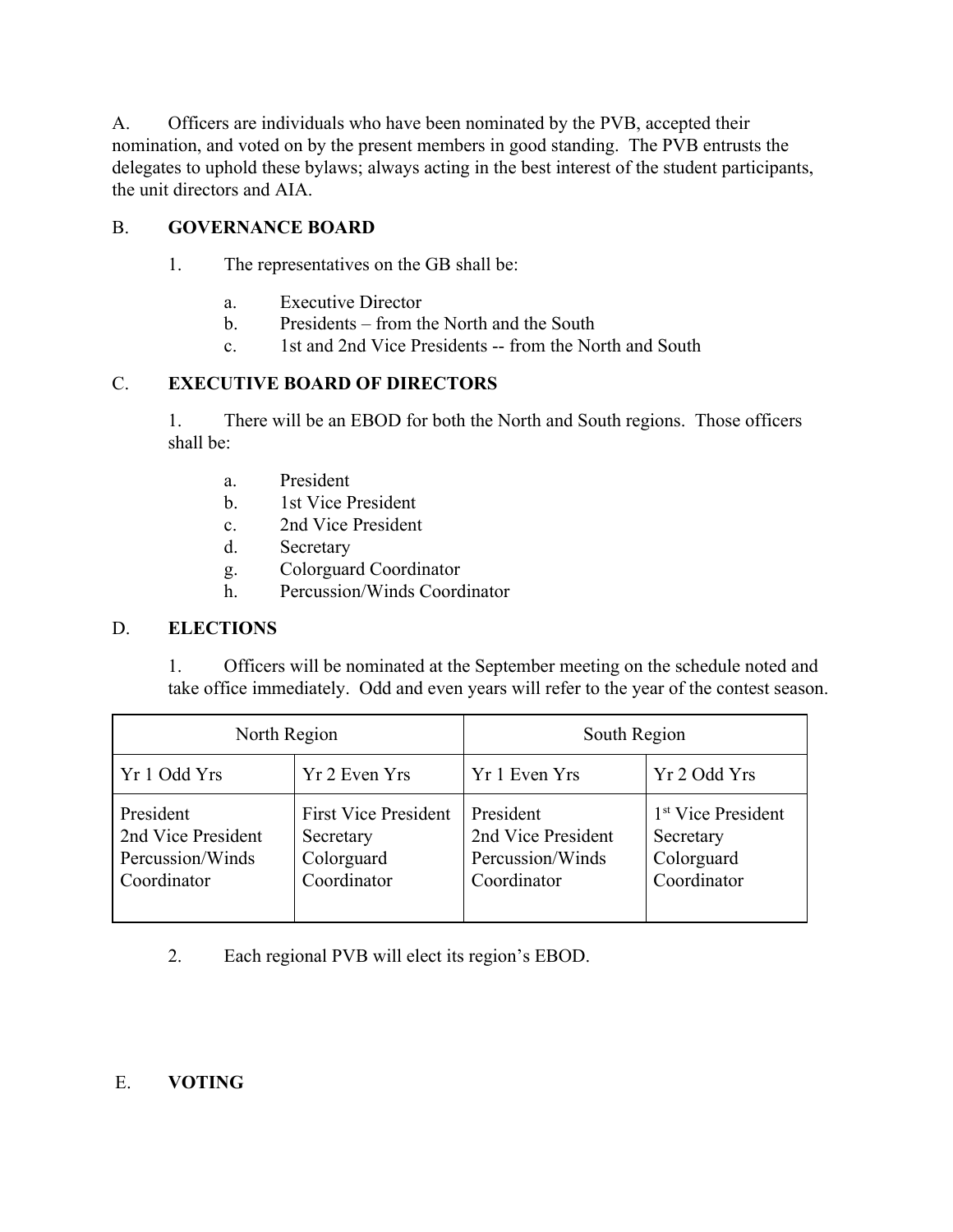A. Officers are individuals who have been nominated by the PVB, accepted their nomination, and voted on by the present members in good standing. The PVB entrusts the delegates to uphold these bylaws; always acting in the best interest of the student participants, the unit directors and AIA.

B. **GOVERNANCE BOARD**

1. The representatives on the GB shall be:

   a. Executive Director
   b. Presidents – from the North and the South
   c. 1st and 2nd Vice Presidents -- from the North and South

C. **EXECUTIVE BOARD OF DIRECTORS**

1. There will be an EBOD for both the North and South regions. Those officers shall be:

   a. President
   b. 1st Vice President
   c. 2nd Vice President
   d. Secretary
   g. Colorguard Coordinator
   h. Percussion/Winds Coordinator

D. **ELECTIONS**

1. Officers will be nominated at the September meeting on the schedule noted and take office immediately. Odd and even years will refer to the year of the contest season.

| North Region | | South Region | |
|---|---|---|---|
| Yr 1 Odd Yrs | Yr 2 Even Yrs | Yr 1 Even Yrs | Yr 2 Odd Yrs |
| President<br>2nd Vice President<br>Percussion/Winds Coordinator | First Vice President<br>Secretary<br>Colorguard Coordinator | President<br>2nd Vice President<br>Percussion/Winds Coordinator | 1st Vice President<br>Secretary<br>Colorguard Coordinator |

2. Each regional PVB will elect its region's EBOD.

E. **VOTING**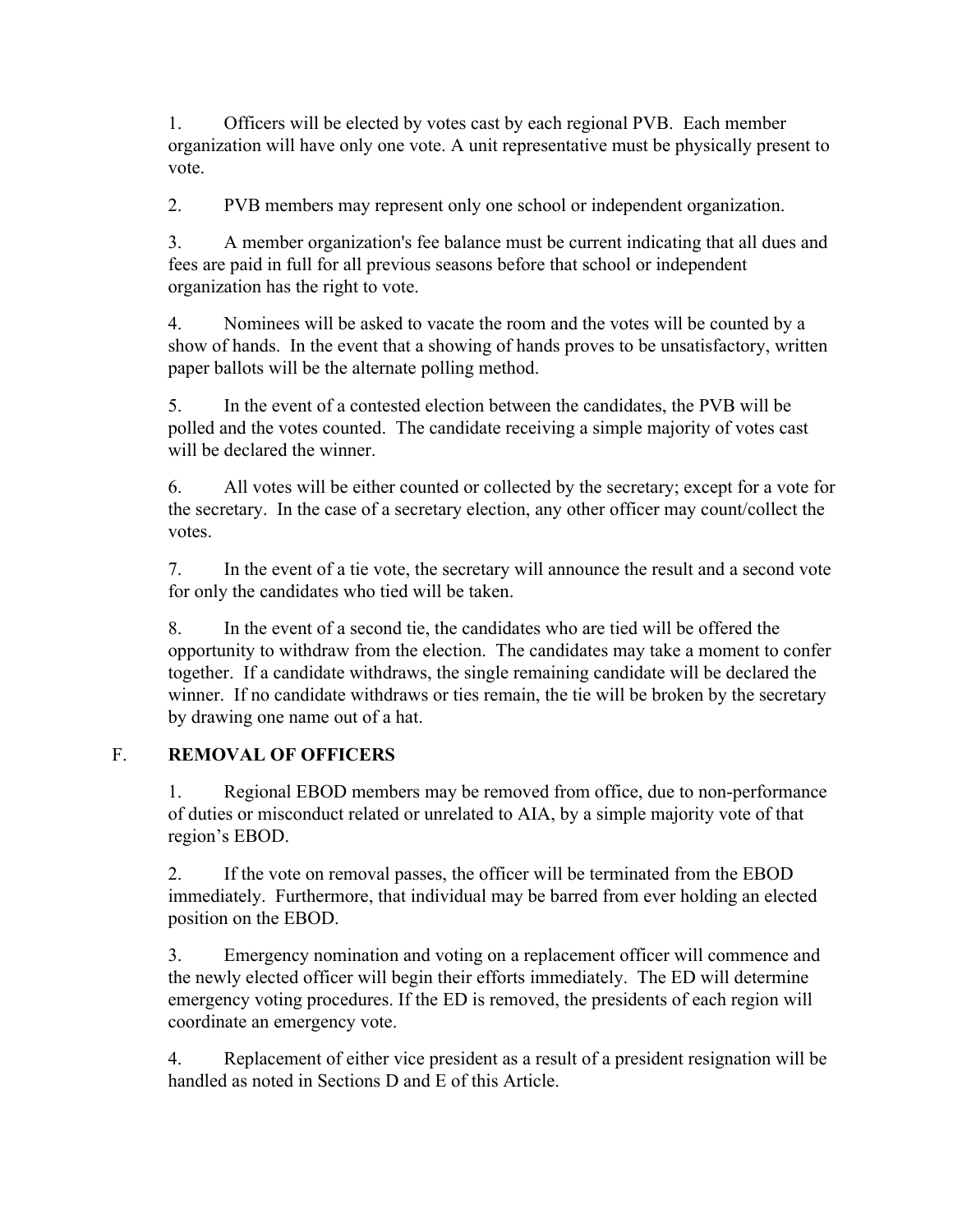1. Officers will be elected by votes cast by each regional PVB. Each member organization will have only one vote. A unit representative must be physically present to vote.

2. PVB members may represent only one school or independent organization.

3. A member organization's fee balance must be current indicating that all dues and fees are paid in full for all previous seasons before that school or independent organization has the right to vote.

4. Nominees will be asked to vacate the room and the votes will be counted by a show of hands. In the event that a showing of hands proves to be unsatisfactory, written paper ballots will be the alternate polling method.

5. In the event of a contested election between the candidates, the PVB will be polled and the votes counted. The candidate receiving a simple majority of votes cast will be declared the winner.

6. All votes will be either counted or collected by the secretary; except for a vote for the secretary. In the case of a secretary election, any other officer may count/collect the votes.

7. In the event of a tie vote, the secretary will announce the result and a second vote for only the candidates who tied will be taken.

8. In the event of a second tie, the candidates who are tied will be offered the opportunity to withdraw from the election. The candidates may take a moment to confer together. If a candidate withdraws, the single remaining candidate will be declared the winner. If no candidate withdraws or ties remain, the tie will be broken by the secretary by drawing one name out of a hat.

## F. **REMOVAL OF OFFICERS**

1. Regional EBOD members may be removed from office, due to non-performance of duties or misconduct related or unrelated to AIA, by a simple majority vote of that region's EBOD.

2. If the vote on removal passes, the officer will be terminated from the EBOD immediately. Furthermore, that individual may be barred from ever holding an elected position on the EBOD.

3. Emergency nomination and voting on a replacement officer will commence and the newly elected officer will begin their efforts immediately. The ED will determine emergency voting procedures. If the ED is removed, the presidents of each region will coordinate an emergency vote.

4. Replacement of either vice president as a result of a president resignation will be handled as noted in Sections D and E of this Article.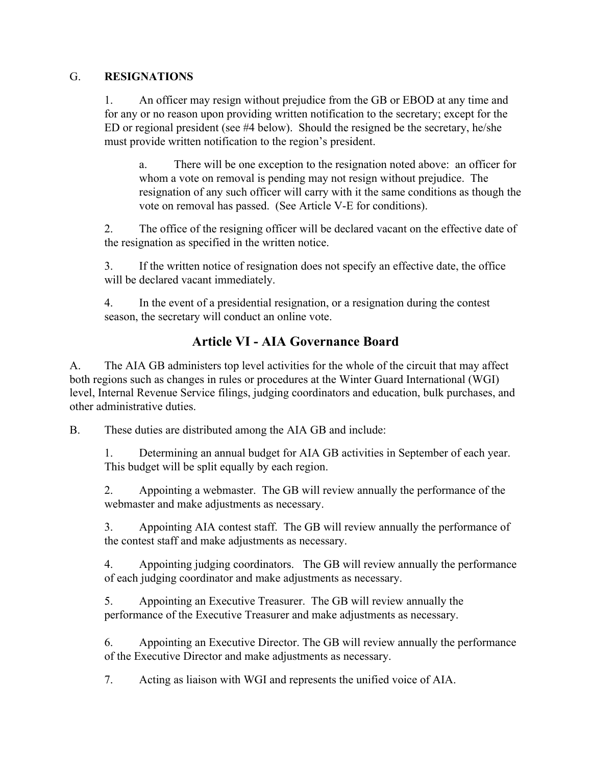G. **RESIGNATIONS**

1. An officer may resign without prejudice from the GB or EBOD at any time and for any or no reason upon providing written notification to the secretary; except for the ED or regional president (see #4 below). Should the resigned be the secretary, he/she must provide written notification to the region's president.

   a. There will be one exception to the resignation noted above: an officer for whom a vote on removal is pending may not resign without prejudice. The resignation of any such officer will carry with it the same conditions as though the vote on removal has passed. (See Article V-E for conditions).

2. The office of the resigning officer will be declared vacant on the effective date of the resignation as specified in the written notice.

3. If the written notice of resignation does not specify an effective date, the office will be declared vacant immediately.

4. In the event of a presidential resignation, or a resignation during the contest season, the secretary will conduct an online vote.

## Article VI - AIA Governance Board

A. The AIA GB administers top level activities for the whole of the circuit that may affect both regions such as changes in rules or procedures at the Winter Guard International (WGI) level, Internal Revenue Service filings, judging coordinators and education, bulk purchases, and other administrative duties.

B. These duties are distributed among the AIA GB and include:

1. Determining an annual budget for AIA GB activities in September of each year. This budget will be split equally by each region.

2. Appointing a webmaster. The GB will review annually the performance of the webmaster and make adjustments as necessary.

3. Appointing AIA contest staff. The GB will review annually the performance of the contest staff and make adjustments as necessary.

4. Appointing judging coordinators. The GB will review annually the performance of each judging coordinator and make adjustments as necessary.

5. Appointing an Executive Treasurer. The GB will review annually the performance of the Executive Treasurer and make adjustments as necessary.

6. Appointing an Executive Director. The GB will review annually the performance of the Executive Director and make adjustments as necessary.

7. Acting as liaison with WGI and represents the unified voice of AIA.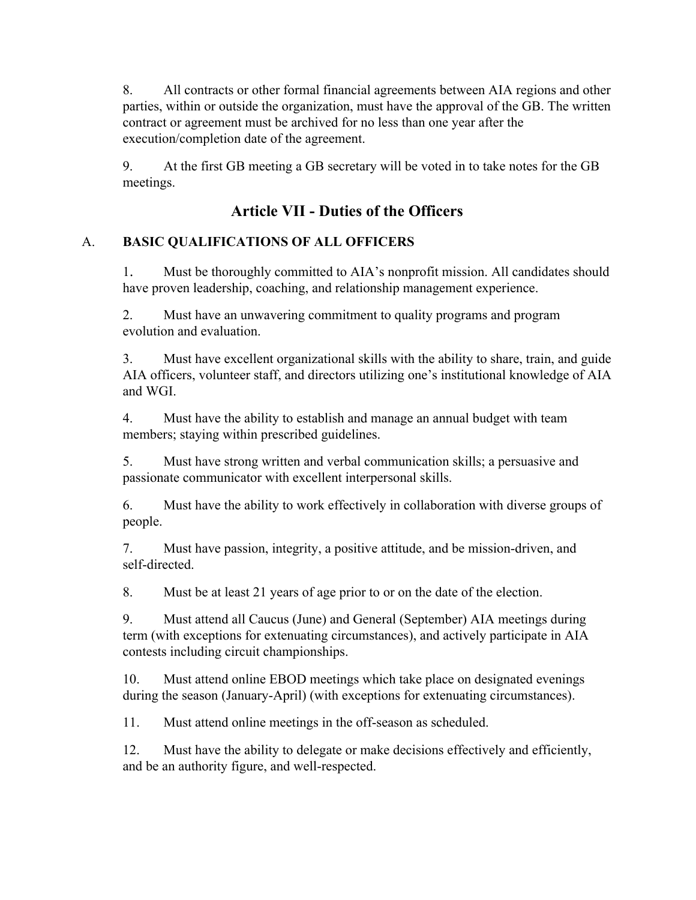8. All contracts or other formal financial agreements between AIA regions and other parties, within or outside the organization, must have the approval of the GB. The written contract or agreement must be archived for no less than one year after the execution/completion date of the agreement.

9. At the first GB meeting a GB secretary will be voted in to take notes for the GB meetings.

## Article VII - Duties of the Officers

A. **BASIC QUALIFICATIONS OF ALL OFFICERS**

1. Must be thoroughly committed to AIA's nonprofit mission. All candidates should have proven leadership, coaching, and relationship management experience.

2. Must have an unwavering commitment to quality programs and program evolution and evaluation.

3. Must have excellent organizational skills with the ability to share, train, and guide AIA officers, volunteer staff, and directors utilizing one's institutional knowledge of AIA and WGI.

4. Must have the ability to establish and manage an annual budget with team members; staying within prescribed guidelines.

5. Must have strong written and verbal communication skills; a persuasive and passionate communicator with excellent interpersonal skills.

6. Must have the ability to work effectively in collaboration with diverse groups of people.

7. Must have passion, integrity, a positive attitude, and be mission-driven, and self-directed.

8. Must be at least 21 years of age prior to or on the date of the election.

9. Must attend all Caucus (June) and General (September) AIA meetings during term (with exceptions for extenuating circumstances), and actively participate in AIA contests including circuit championships.

10. Must attend online EBOD meetings which take place on designated evenings during the season (January-April) (with exceptions for extenuating circumstances).

11. Must attend online meetings in the off-season as scheduled.

12. Must have the ability to delegate or make decisions effectively and efficiently, and be an authority figure, and well-respected.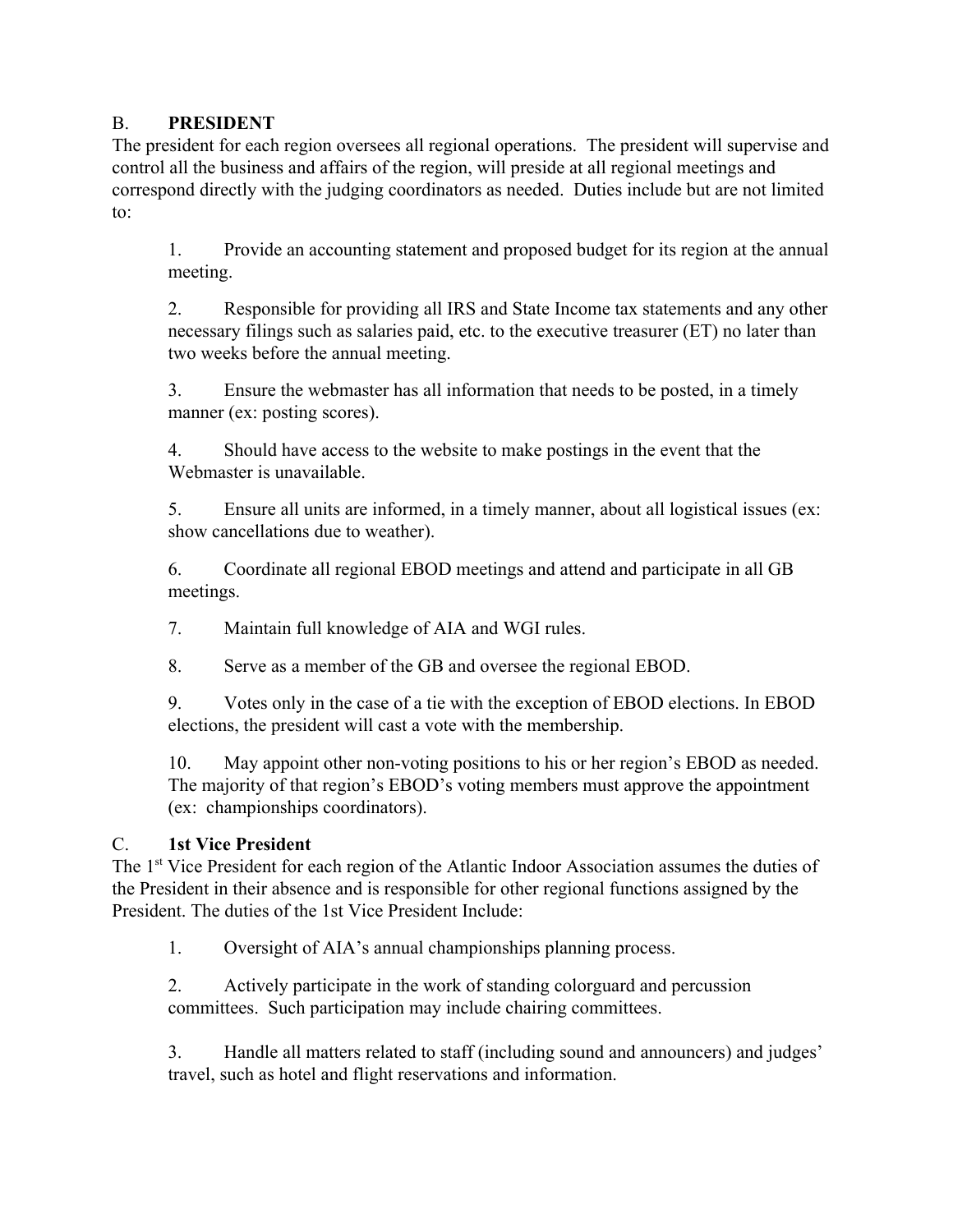## B. **PRESIDENT**

The president for each region oversees all regional operations. The president will supervise and control all the business and affairs of the region, will preside at all regional meetings and correspond directly with the judging coordinators as needed. Duties include but are not limited to:

1. Provide an accounting statement and proposed budget for its region at the annual meeting.

2. Responsible for providing all IRS and State Income tax statements and any other necessary filings such as salaries paid, etc. to the executive treasurer (ET) no later than two weeks before the annual meeting.

3. Ensure the webmaster has all information that needs to be posted, in a timely manner (ex: posting scores).

4. Should have access to the website to make postings in the event that the Webmaster is unavailable.

5. Ensure all units are informed, in a timely manner, about all logistical issues (ex: show cancellations due to weather).

6. Coordinate all regional EBOD meetings and attend and participate in all GB meetings.

7. Maintain full knowledge of AIA and WGI rules.

8. Serve as a member of the GB and oversee the regional EBOD.

9. Votes only in the case of a tie with the exception of EBOD elections. In EBOD elections, the president will cast a vote with the membership.

10. May appoint other non-voting positions to his or her region's EBOD as needed. The majority of that region's EBOD's voting members must approve the appointment (ex: championships coordinators).

## C. **1st Vice President**

The 1st Vice President for each region of the Atlantic Indoor Association assumes the duties of the President in their absence and is responsible for other regional functions assigned by the President. The duties of the 1st Vice President Include:

1. Oversight of AIA's annual championships planning process.

2. Actively participate in the work of standing colorguard and percussion committees. Such participation may include chairing committees.

3. Handle all matters related to staff (including sound and announcers) and judges' travel, such as hotel and flight reservations and information.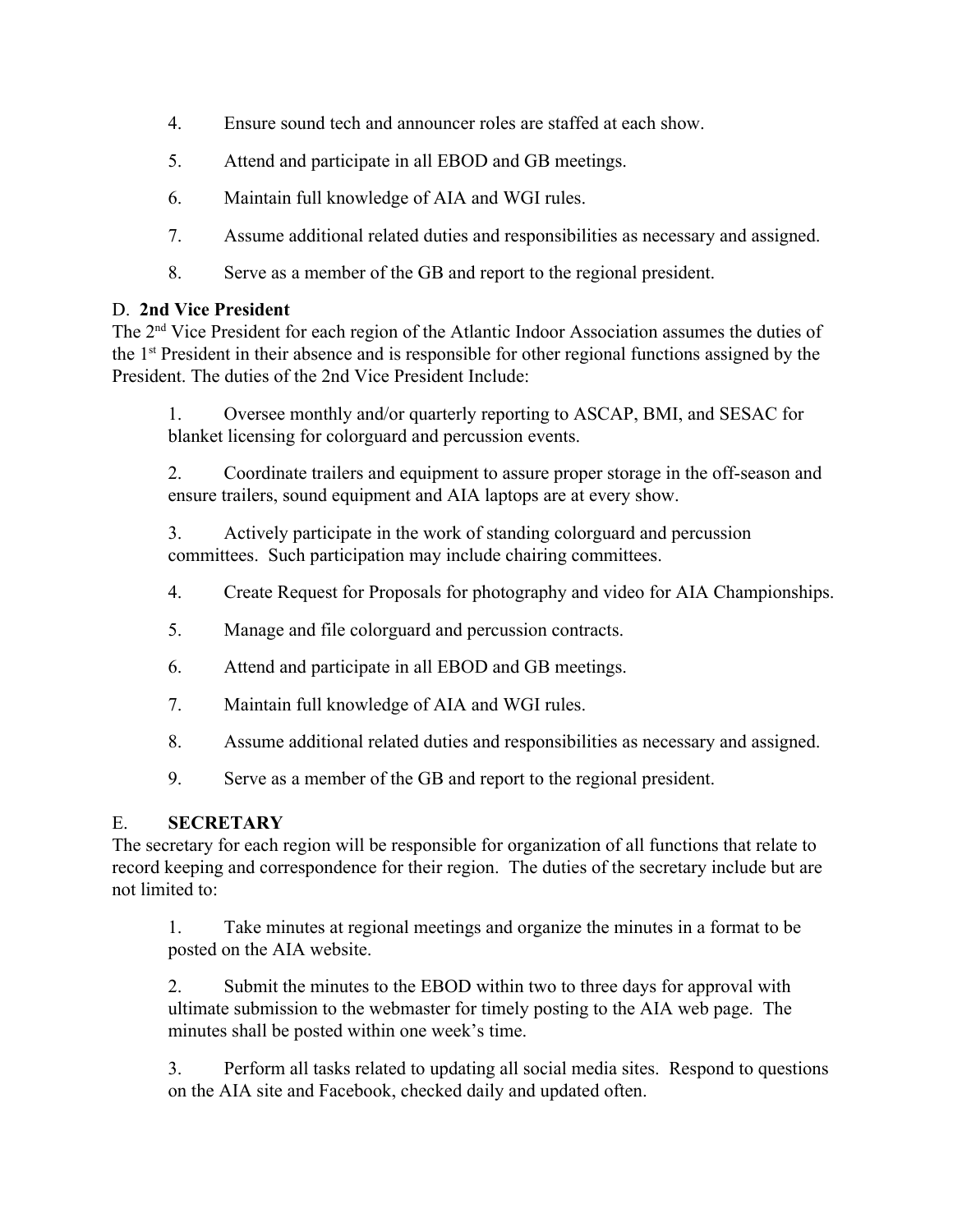4. Ensure sound tech and announcer roles are staffed at each show.

5. Attend and participate in all EBOD and GB meetings.

6. Maintain full knowledge of AIA and WGI rules.

7. Assume additional related duties and responsibilities as necessary and assigned.

8. Serve as a member of the GB and report to the regional president.

D. **2nd Vice President**

The 2nd Vice President for each region of the Atlantic Indoor Association assumes the duties of the 1st President in their absence and is responsible for other regional functions assigned by the President. The duties of the 2nd Vice President Include:

1. Oversee monthly and/or quarterly reporting to ASCAP, BMI, and SESAC for blanket licensing for colorguard and percussion events.

2. Coordinate trailers and equipment to assure proper storage in the off-season and ensure trailers, sound equipment and AIA laptops are at every show.

3. Actively participate in the work of standing colorguard and percussion committees. Such participation may include chairing committees.

4. Create Request for Proposals for photography and video for AIA Championships.

5. Manage and file colorguard and percussion contracts.

6. Attend and participate in all EBOD and GB meetings.

7. Maintain full knowledge of AIA and WGI rules.

8. Assume additional related duties and responsibilities as necessary and assigned.

9. Serve as a member of the GB and report to the regional president.

E. **SECRETARY**

The secretary for each region will be responsible for organization of all functions that relate to record keeping and correspondence for their region. The duties of the secretary include but are not limited to:

1. Take minutes at regional meetings and organize the minutes in a format to be posted on the AIA website.

2. Submit the minutes to the EBOD within two to three days for approval with ultimate submission to the webmaster for timely posting to the AIA web page. The minutes shall be posted within one week's time.

3. Perform all tasks related to updating all social media sites. Respond to questions on the AIA site and Facebook, checked daily and updated often.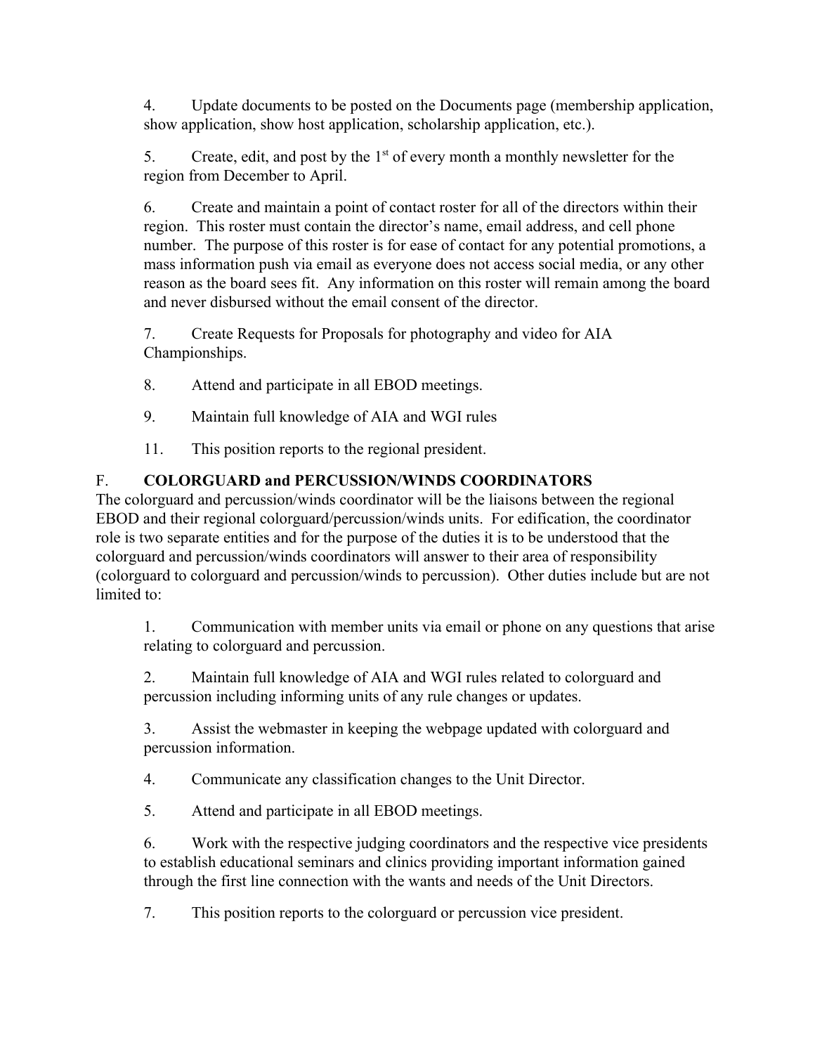4. Update documents to be posted on the Documents page (membership application, show application, show host application, scholarship application, etc.).

5. Create, edit, and post by the 1st of every month a monthly newsletter for the region from December to April.

6. Create and maintain a point of contact roster for all of the directors within their region. This roster must contain the director's name, email address, and cell phone number. The purpose of this roster is for ease of contact for any potential promotions, a mass information push via email as everyone does not access social media, or any other reason as the board sees fit. Any information on this roster will remain among the board and never disbursed without the email consent of the director.

7. Create Requests for Proposals for photography and video for AIA Championships.

8. Attend and participate in all EBOD meetings.

9. Maintain full knowledge of AIA and WGI rules

11. This position reports to the regional president.

F. **COLORGUARD and PERCUSSION/WINDS COORDINATORS**

The colorguard and percussion/winds coordinator will be the liaisons between the regional EBOD and their regional colorguard/percussion/winds units. For edification, the coordinator role is two separate entities and for the purpose of the duties it is to be understood that the colorguard and percussion/winds coordinators will answer to their area of responsibility (colorguard to colorguard and percussion/winds to percussion). Other duties include but are not limited to:

1. Communication with member units via email or phone on any questions that arise relating to colorguard and percussion.

2. Maintain full knowledge of AIA and WGI rules related to colorguard and percussion including informing units of any rule changes or updates.

3. Assist the webmaster in keeping the webpage updated with colorguard and percussion information.

4. Communicate any classification changes to the Unit Director.

5. Attend and participate in all EBOD meetings.

6. Work with the respective judging coordinators and the respective vice presidents to establish educational seminars and clinics providing important information gained through the first line connection with the wants and needs of the Unit Directors.

7. This position reports to the colorguard or percussion vice president.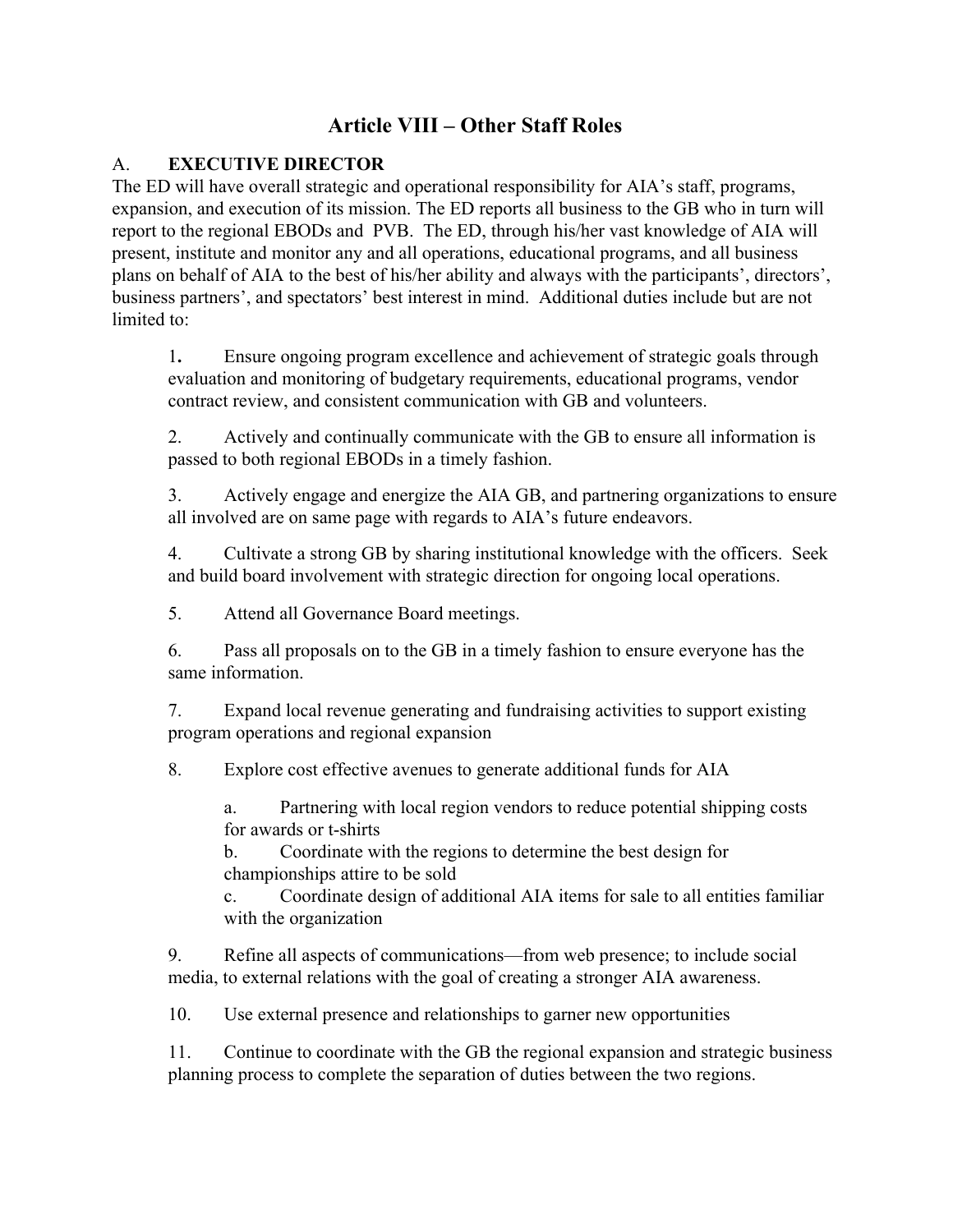# Article VIII – Other Staff Roles

## A. EXECUTIVE DIRECTOR

The ED will have overall strategic and operational responsibility for AIA's staff, programs, expansion, and execution of its mission. The ED reports all business to the GB who in turn will report to the regional EBODs and PVB. The ED, through his/her vast knowledge of AIA will present, institute and monitor any and all operations, educational programs, and all business plans on behalf of AIA to the best of his/her ability and always with the participants', directors', business partners', and spectators' best interest in mind. Additional duties include but are not limited to:

1. Ensure ongoing program excellence and achievement of strategic goals through evaluation and monitoring of budgetary requirements, educational programs, vendor contract review, and consistent communication with GB and volunteers.

2. Actively and continually communicate with the GB to ensure all information is passed to both regional EBODs in a timely fashion.

3. Actively engage and energize the AIA GB, and partnering organizations to ensure all involved are on same page with regards to AIA's future endeavors.

4. Cultivate a strong GB by sharing institutional knowledge with the officers. Seek and build board involvement with strategic direction for ongoing local operations.

5. Attend all Governance Board meetings.

6. Pass all proposals on to the GB in a timely fashion to ensure everyone has the same information.

7. Expand local revenue generating and fundraising activities to support existing program operations and regional expansion

8. Explore cost effective avenues to generate additional funds for AIA

   a. Partnering with local region vendors to reduce potential shipping costs for awards or t-shirts
   
   b. Coordinate with the regions to determine the best design for championships attire to be sold
   
   c. Coordinate design of additional AIA items for sale to all entities familiar with the organization

9. Refine all aspects of communications—from web presence; to include social media, to external relations with the goal of creating a stronger AIA awareness.

10. Use external presence and relationships to garner new opportunities

11. Continue to coordinate with the GB the regional expansion and strategic business planning process to complete the separation of duties between the two regions.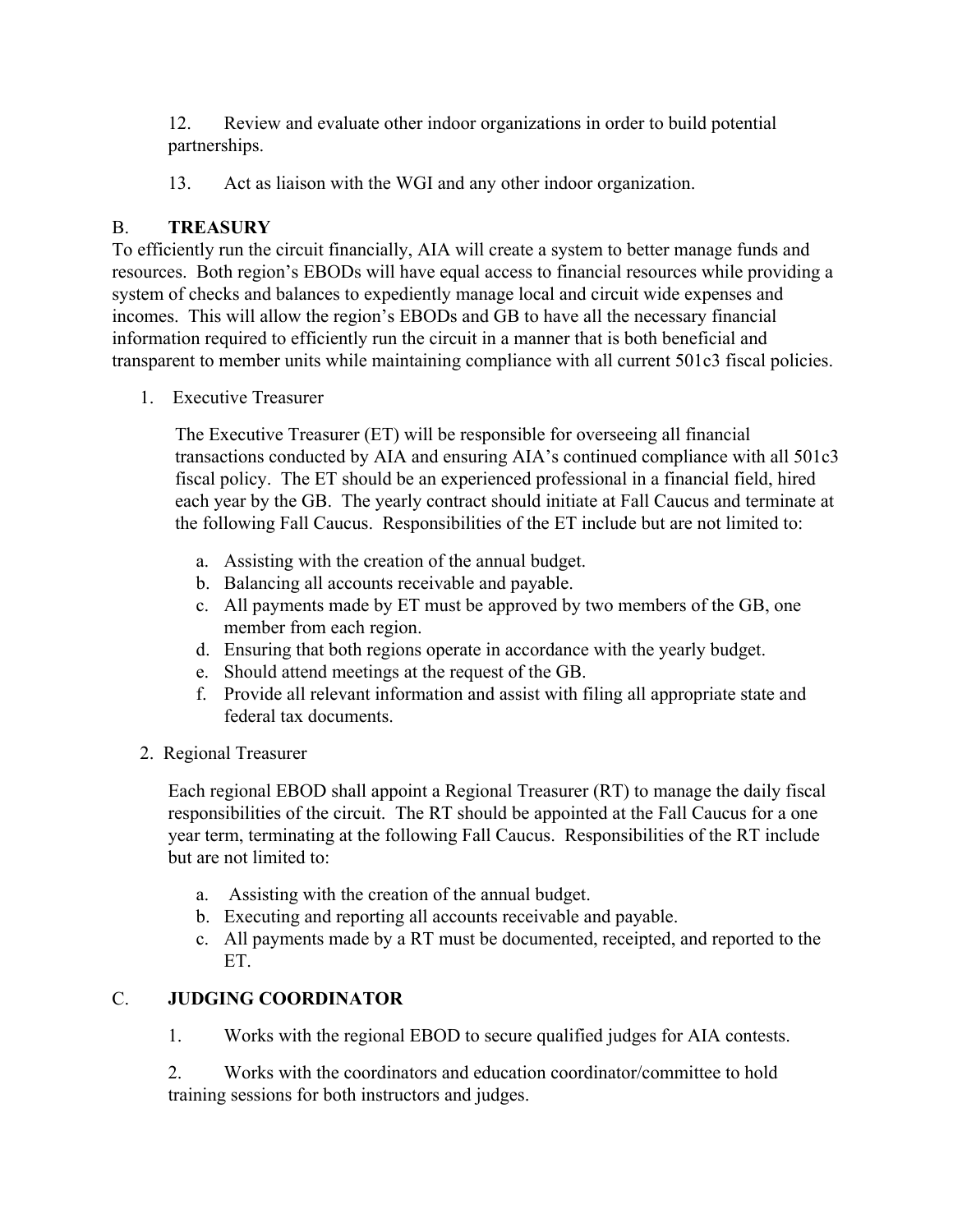12. Review and evaluate other indoor organizations in order to build potential partnerships.

13. Act as liaison with the WGI and any other indoor organization.

## B. **TREASURY**

To efficiently run the circuit financially, AIA will create a system to better manage funds and resources. Both region's EBODs will have equal access to financial resources while providing a system of checks and balances to expediently manage local and circuit wide expenses and incomes. This will allow the region's EBODs and GB to have all the necessary financial information required to efficiently run the circuit in a manner that is both beneficial and transparent to member units while maintaining compliance with all current 501c3 fiscal policies.

1. Executive Treasurer

   The Executive Treasurer (ET) will be responsible for overseeing all financial transactions conducted by AIA and ensuring AIA's continued compliance with all 501c3 fiscal policy. The ET should be an experienced professional in a financial field, hired each year by the GB. The yearly contract should initiate at Fall Caucus and terminate at the following Fall Caucus. Responsibilities of the ET include but are not limited to:

   a. Assisting with the creation of the annual budget.
   b. Balancing all accounts receivable and payable.
   c. All payments made by ET must be approved by two members of the GB, one member from each region.
   d. Ensuring that both regions operate in accordance with the yearly budget.
   e. Should attend meetings at the request of the GB.
   f. Provide all relevant information and assist with filing all appropriate state and federal tax documents.

2. Regional Treasurer

   Each regional EBOD shall appoint a Regional Treasurer (RT) to manage the daily fiscal responsibilities of the circuit. The RT should be appointed at the Fall Caucus for a one year term, terminating at the following Fall Caucus. Responsibilities of the RT include but are not limited to:

   a. Assisting with the creation of the annual budget.
   b. Executing and reporting all accounts receivable and payable.
   c. All payments made by a RT must be documented, receipted, and reported to the ET.

## C. **JUDGING COORDINATOR**

1. Works with the regional EBOD to secure qualified judges for AIA contests.

2. Works with the coordinators and education coordinator/committee to hold training sessions for both instructors and judges.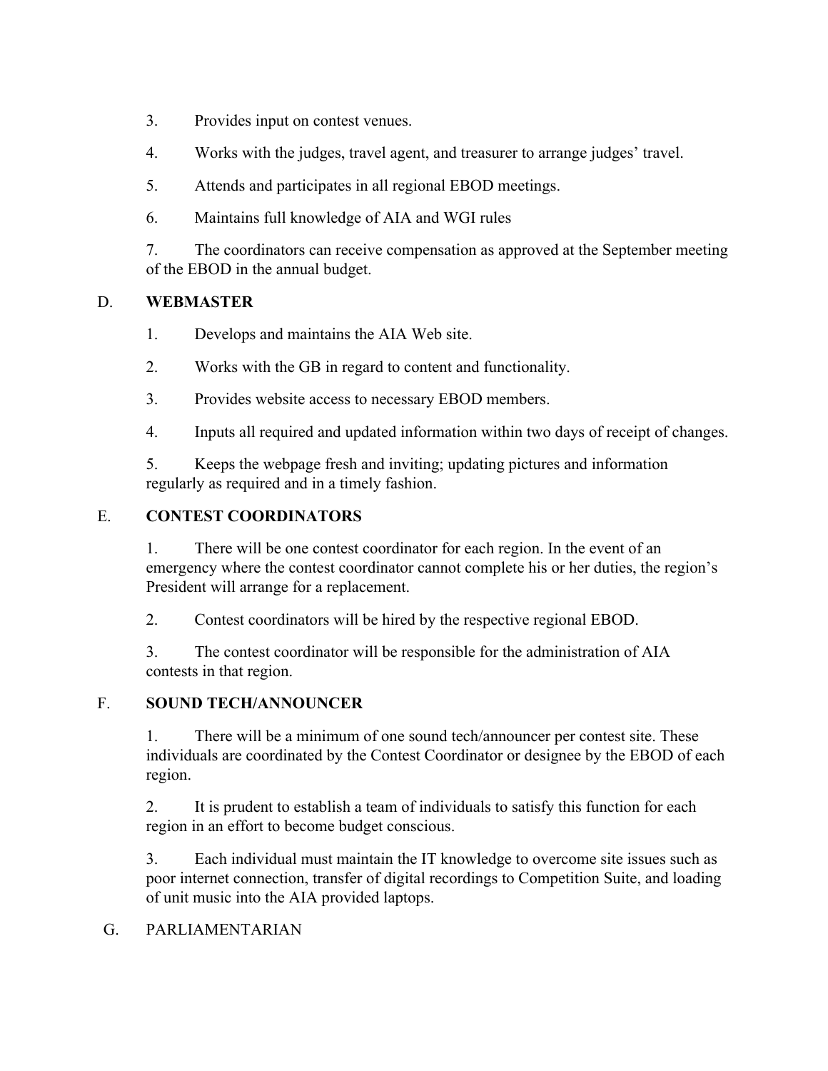3. Provides input on contest venues.

4. Works with the judges, travel agent, and treasurer to arrange judges' travel.

5. Attends and participates in all regional EBOD meetings.

6. Maintains full knowledge of AIA and WGI rules

7. The coordinators can receive compensation as approved at the September meeting of the EBOD in the annual budget.

D. **WEBMASTER**

1. Develops and maintains the AIA Web site.

2. Works with the GB in regard to content and functionality.

3. Provides website access to necessary EBOD members.

4. Inputs all required and updated information within two days of receipt of changes.

5. Keeps the webpage fresh and inviting; updating pictures and information regularly as required and in a timely fashion.

E. **CONTEST COORDINATORS**

1. There will be one contest coordinator for each region. In the event of an emergency where the contest coordinator cannot complete his or her duties, the region's President will arrange for a replacement.

2. Contest coordinators will be hired by the respective regional EBOD.

3. The contest coordinator will be responsible for the administration of AIA contests in that region.

F. **SOUND TECH/ANNOUNCER**

1. There will be a minimum of one sound tech/announcer per contest site. These individuals are coordinated by the Contest Coordinator or designee by the EBOD of each region.

2. It is prudent to establish a team of individuals to satisfy this function for each region in an effort to become budget conscious.

3. Each individual must maintain the IT knowledge to overcome site issues such as poor internet connection, transfer of digital recordings to Competition Suite, and loading of unit music into the AIA provided laptops.

G. PARLIAMENTARIAN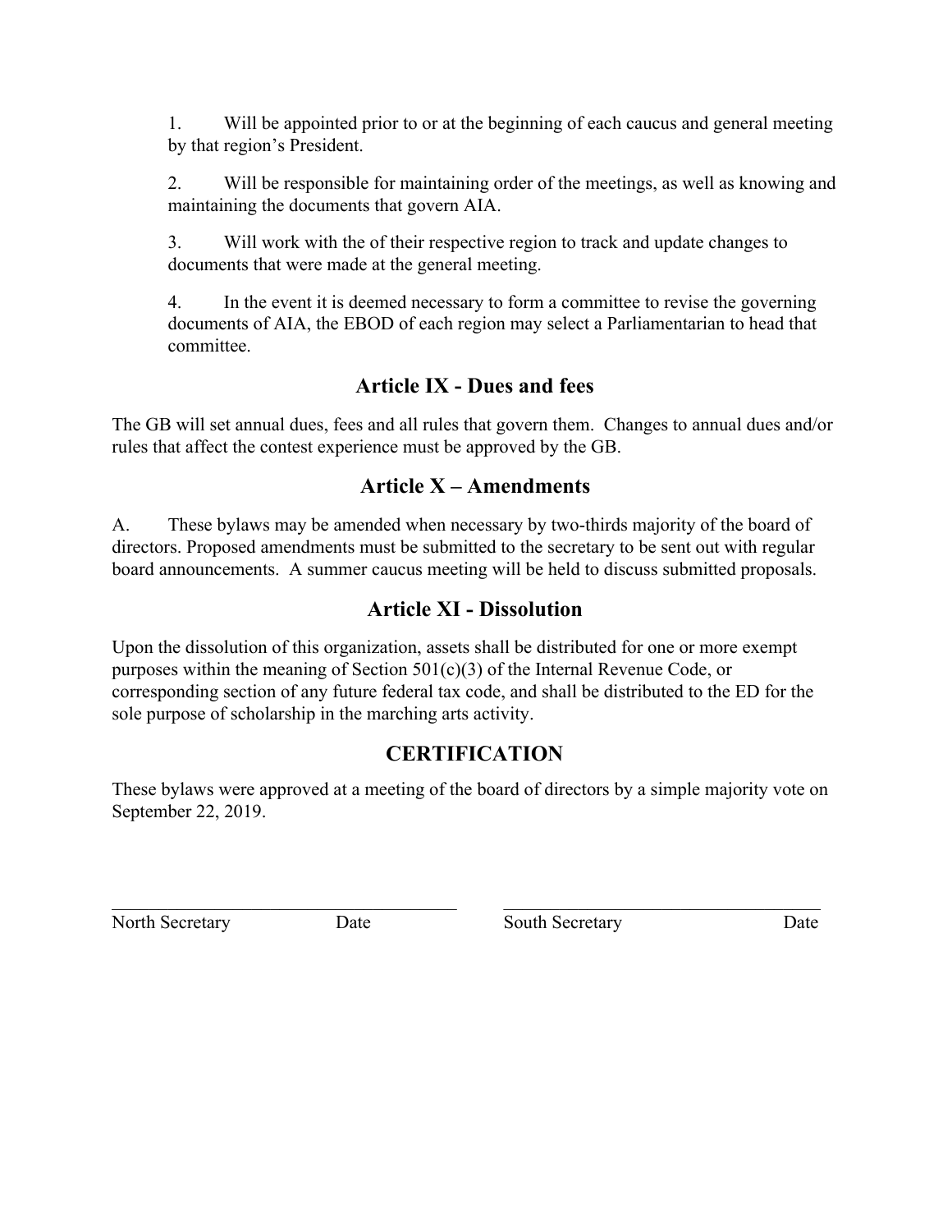1. Will be appointed prior to or at the beginning of each caucus and general meeting by that region's President.

2. Will be responsible for maintaining order of the meetings, as well as knowing and maintaining the documents that govern AIA.

3. Will work with the of their respective region to track and update changes to documents that were made at the general meeting.

4. In the event it is deemed necessary to form a committee to revise the governing documents of AIA, the EBOD of each region may select a Parliamentarian to head that committee.

## Article IX - Dues and fees

The GB will set annual dues, fees and all rules that govern them. Changes to annual dues and/or rules that affect the contest experience must be approved by the GB.

## Article X – Amendments

A. These bylaws may be amended when necessary by two-thirds majority of the board of directors. Proposed amendments must be submitted to the secretary to be sent out with regular board announcements. A summer caucus meeting will be held to discuss submitted proposals.

## Article XI - Dissolution

Upon the dissolution of this organization, assets shall be distributed for one or more exempt purposes within the meaning of Section 501(c)(3) of the Internal Revenue Code, or corresponding section of any future federal tax code, and shall be distributed to the ED for the sole purpose of scholarship in the marching arts activity.

## CERTIFICATION

These bylaws were approved at a meeting of the board of directors by a simple majority vote on September 22, 2019.

\_\_\_\_\_\_\_\_\_\_\_\_\_\_\_\_\_\_\_\_\_\_\_\_\_\_\_\_\_\_\_\_\_\_\_\_\_\_\_\_
North Secretary Date

\_\_\_\_\_\_\_\_\_\_\_\_\_\_\_\_\_\_\_\_\_\_\_\_\_\_\_\_\_\_\_\_\_\_\_\_\_\_\_\_
South Secretary Date